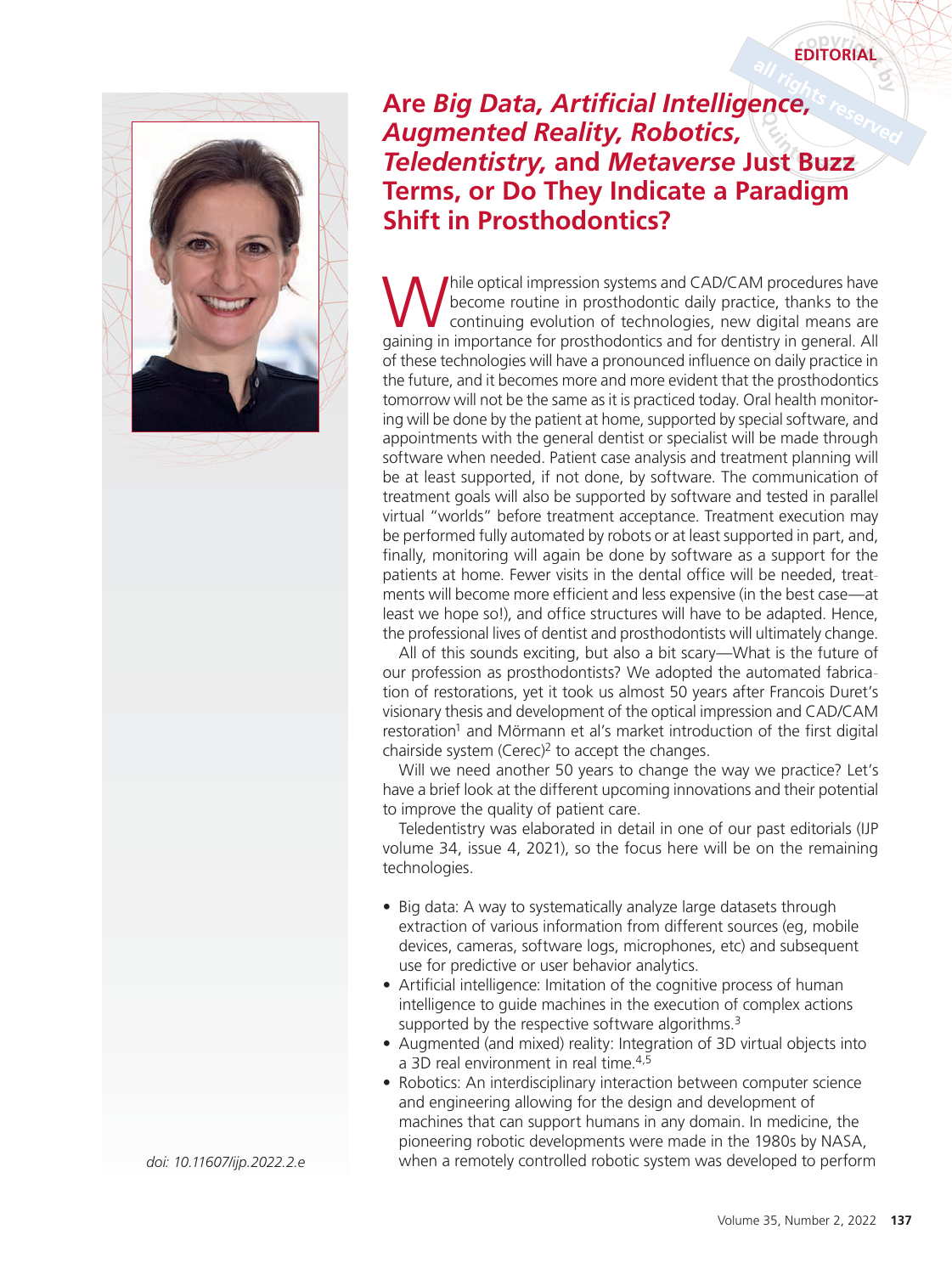EDITORIAL

# Are *Big Data, Artificial Intelligence, Augmented Reality, Robotics, Teledentistry,* and *Metaverse* Just Buzz Terms, or Do They Indicate a Paradigm Shift in Prosthodontics?

While optical impression systems and CAD/CAM procedures have become routine in prosthodontic daily practice, thanks to the continuing evolution of technologies, new digital means are gaining in importance for prosthodontics and for dentistry in general. All of these technologies will have a pronounced influence on daily practice in the future, and it becomes more and more evident that the prosthodontics tomorrow will not be the same as it is practiced today. Oral health monitoring will be done by the patient at home, supported by special software, and appointments with the general dentist or specialist will be made through software when needed. Patient case analysis and treatment planning will be at least supported, if not done, by software. The communication of treatment goals will also be supported by software and tested in parallel virtual "worlds" before treatment acceptance. Treatment execution may be performed fully automated by robots or at least supported in part, and, finally, monitoring will again be done by software as a support for the patients at home. Fewer visits in the dental office will be needed, treatments will become more efficient and less expensive (in the best case—at least we hope so!), and office structures will have to be adapted. Hence, the professional lives of dentist and prosthodontists will ultimately change.

All of this sounds exciting, but also a bit scary—What is the future of our profession as prosthodontists? We adopted the automated fabrication of restorations, yet it took us almost 50 years after Francois Duret's visionary thesis and development of the optical impression and CAD/CAM restoration[1] and Mörmann et al's market introduction of the first digital chairside system (Cerec)[2] to accept the changes.

Will we need another 50 years to change the way we practice? Let's have a brief look at the different upcoming innovations and their potential to improve the quality of patient care.

Teledentistry was elaborated in detail in one of our past editorials (IJP volume 34, issue 4, 2021), so the focus here will be on the remaining technologies.

- Big data: A way to systematically analyze large datasets through extraction of various information from different sources (eg, mobile devices, cameras, software logs, microphones, etc) and subsequent use for predictive or user behavior analytics.
- Artificial intelligence: Imitation of the cognitive process of human intelligence to guide machines in the execution of complex actions supported by the respective software algorithms.[3]
- Augmented (and mixed) reality: Integration of 3D virtual objects into a 3D real environment in real time.[4,5]
- Robotics: An interdisciplinary interaction between computer science and engineering allowing for the design and development of machines that can support humans in any domain. In medicine, the pioneering robotic developments were made in the 1980s by NASA, when a remotely controlled robotic system was developed to perform

doi: 10.11607/ijp.2022.2.e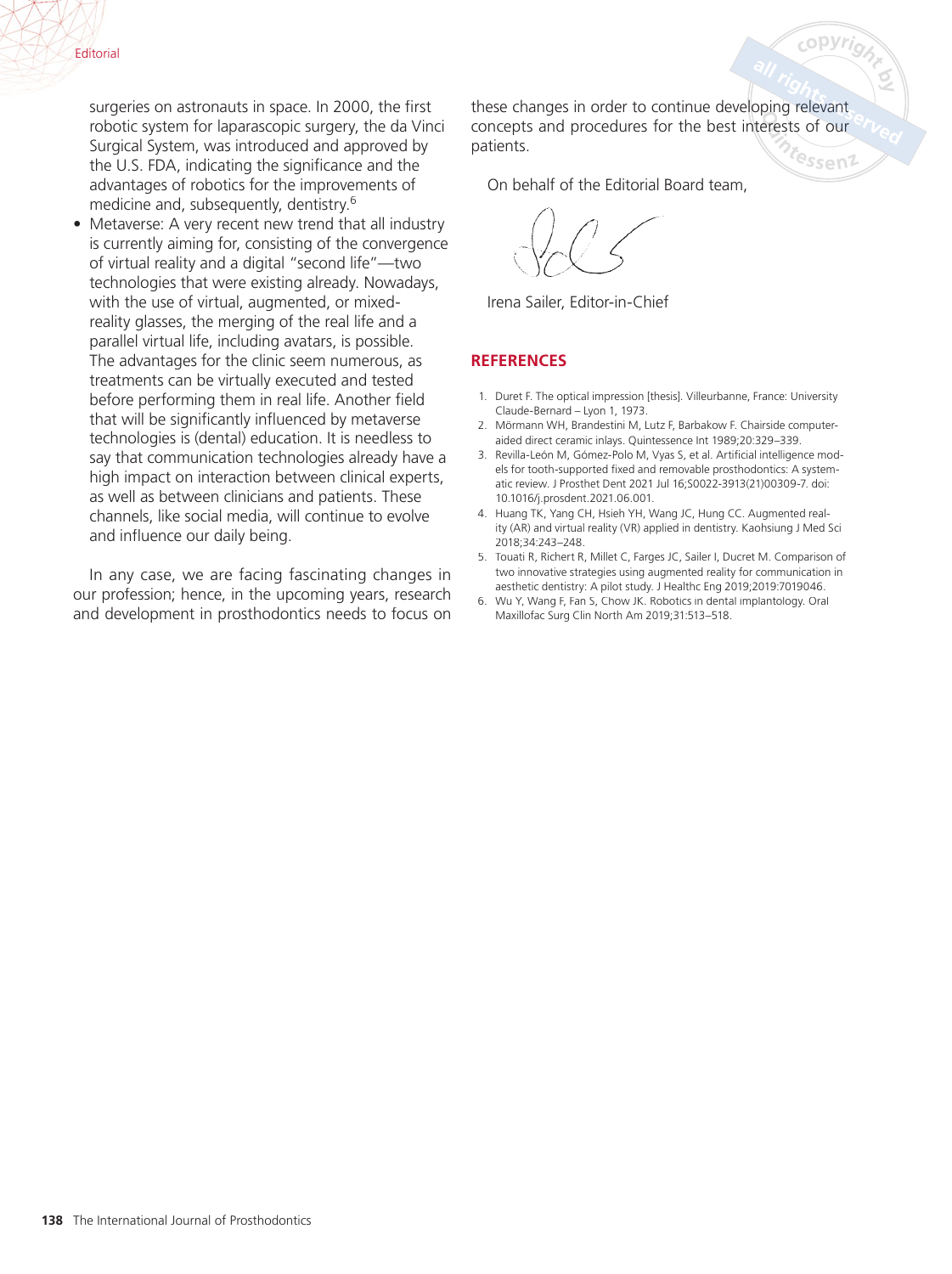surgeries on astronauts in space. In 2000, the first robotic system for laparascopic surgery, the da Vinci Surgical System, was introduced and approved by the U.S. FDA, indicating the significance and the advantages of robotics for the improvements of medicine and, subsequently, dentistry.[6]

- Metaverse: A very recent new trend that all industry is currently aiming for, consisting of the convergence of virtual reality and a digital "second life"—two technologies that were existing already. Nowadays, with the use of virtual, augmented, or mixed-reality glasses, the merging of the real life and a parallel virtual life, including avatars, is possible. The advantages for the clinic seem numerous, as treatments can be virtually executed and tested before performing them in real life. Another field that will be significantly influenced by metaverse technologies is (dental) education. It is needless to say that communication technologies already have a high impact on interaction between clinical experts, as well as between clinicians and patients. These channels, like social media, will continue to evolve and influence our daily being.

In any case, we are facing fascinating changes in our profession; hence, in the upcoming years, research and development in prosthodontics needs to focus on these changes in order to continue developing relevant concepts and procedures for the best interests of our patients.

On behalf of the Editorial Board team,

Irena Sailer, Editor-in-Chief

## REFERENCES

1. Duret F. The optical impression [thesis]. Villeurbanne, France: University Claude-Bernard – Lyon 1, 1973.
2. Mörmann WH, Brandestini M, Lutz F, Barbakow F. Chairside computer-aided direct ceramic inlays. Quintessence Int 1989;20:329–339.
3. Revilla-León M, Gómez-Polo M, Vyas S, et al. Artificial intelligence models for tooth-supported fixed and removable prosthodontics: A systematic review. J Prosthet Dent 2021 Jul 16;S0022-3913(21)00309-7. doi: 10.1016/j.prosdent.2021.06.001.
4. Huang TK, Yang CH, Hsieh YH, Wang JC, Hung CC. Augmented reality (AR) and virtual reality (VR) applied in dentistry. Kaohsiung J Med Sci 2018;34:243–248.
5. Touati R, Richert R, Millet C, Farges JC, Sailer I, Ducret M. Comparison of two innovative strategies using augmented reality for communication in aesthetic dentistry: A pilot study. J Healthc Eng 2019;2019:7019046.
6. Wu Y, Wang F, Fan S, Chow JK. Robotics in dental implantology. Oral Maxillofac Surg Clin North Am 2019;31:513–518.